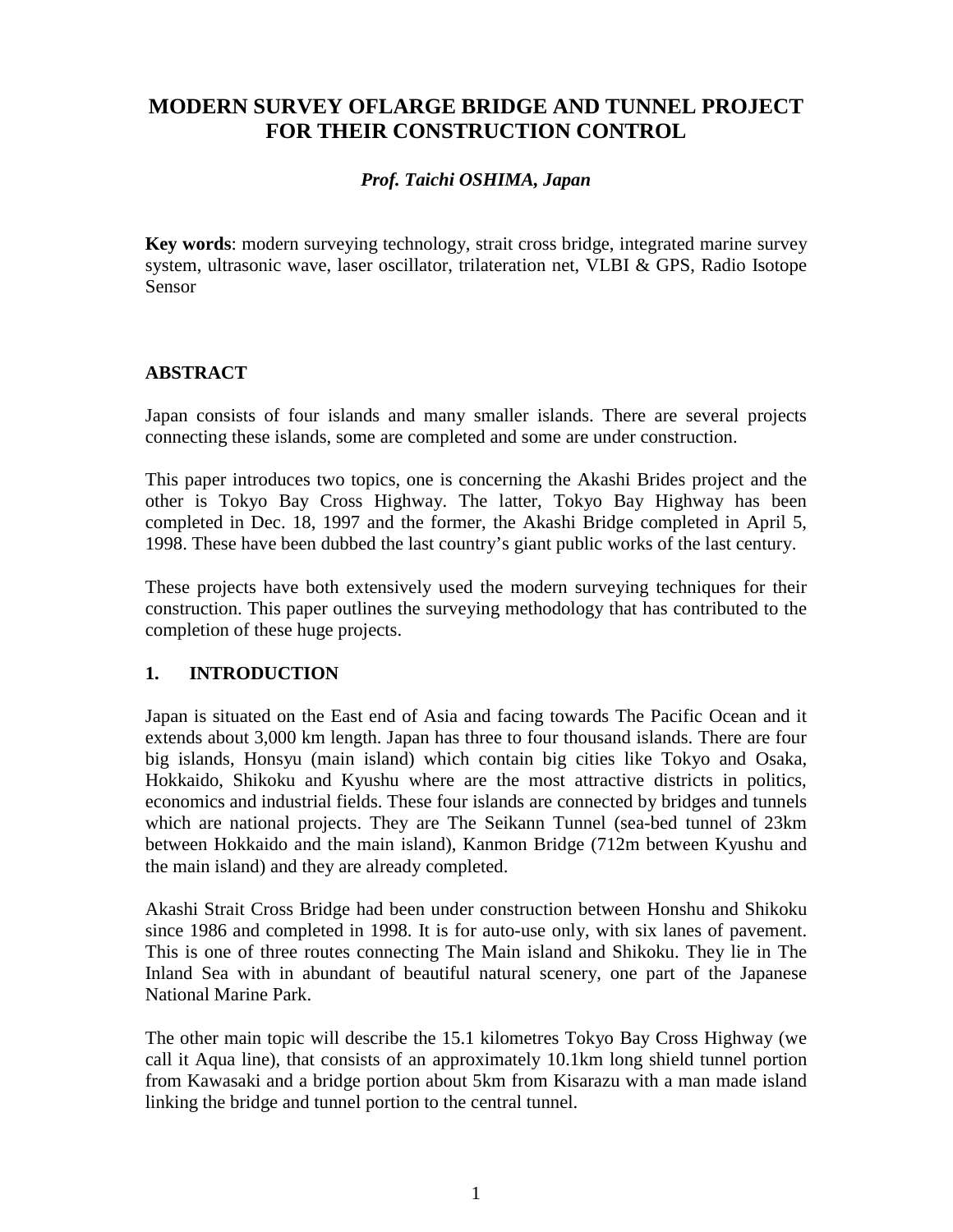# MODERN SURVEY OFLARGE BRIDGE AND TUNNEL PROJECT FOR THEIR CONSTRUCTION CONTROL

***Prof. Taichi OSHIMA, Japan***

**Key words**: modern surveying technology, strait cross bridge, integrated marine survey system, ultrasonic wave, laser oscillator, trilateration net, VLBI & GPS, Radio Isotope Sensor

## ABSTRACT

Japan consists of four islands and many smaller islands. There are several projects connecting these islands, some are completed and some are under construction.

This paper introduces two topics, one is concerning the Akashi Brides project and the other is Tokyo Bay Cross Highway. The latter, Tokyo Bay Highway has been completed in Dec. 18, 1997 and the former, the Akashi Bridge completed in April 5, 1998. These have been dubbed the last country's giant public works of the last century.

These projects have both extensively used the modern surveying techniques for their construction. This paper outlines the surveying methodology that has contributed to the completion of these huge projects.

## 1. INTRODUCTION

Japan is situated on the East end of Asia and facing towards The Pacific Ocean and it extends about 3,000 km length. Japan has three to four thousand islands. There are four big islands, Honsyu (main island) which contain big cities like Tokyo and Osaka, Hokkaido, Shikoku and Kyushu where are the most attractive districts in politics, economics and industrial fields. These four islands are connected by bridges and tunnels which are national projects. They are The Seikann Tunnel (sea-bed tunnel of 23km between Hokkaido and the main island), Kanmon Bridge (712m between Kyushu and the main island) and they are already completed.

Akashi Strait Cross Bridge had been under construction between Honshu and Shikoku since 1986 and completed in 1998. It is for auto-use only, with six lanes of pavement. This is one of three routes connecting The Main island and Shikoku. They lie in The Inland Sea with in abundant of beautiful natural scenery, one part of the Japanese National Marine Park.

The other main topic will describe the 15.1 kilometres Tokyo Bay Cross Highway (we call it Aqua line), that consists of an approximately 10.1km long shield tunnel portion from Kawasaki and a bridge portion about 5km from Kisarazu with a man made island linking the bridge and tunnel portion to the central tunnel.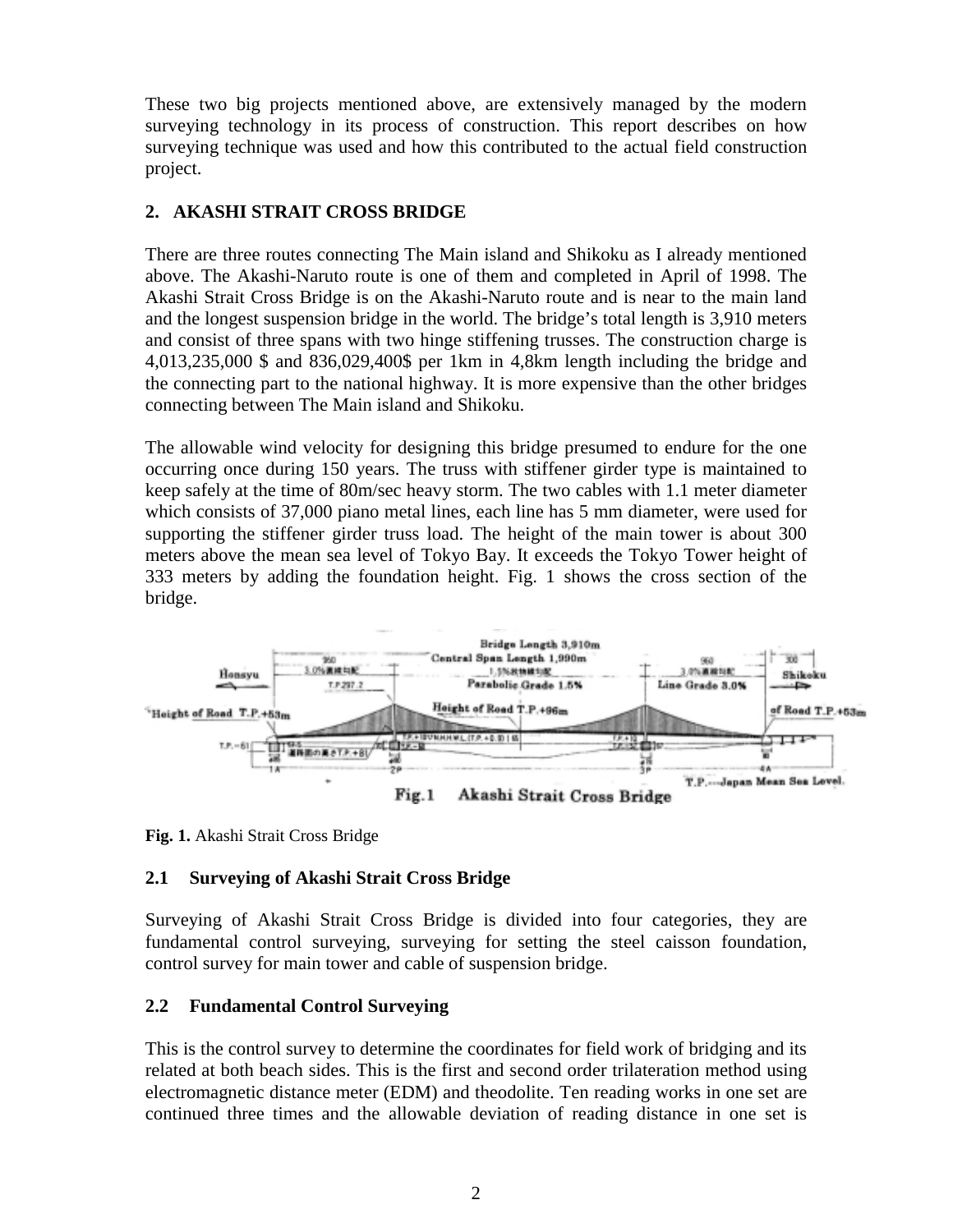These two big projects mentioned above, are extensively managed by the modern surveying technology in its process of construction. This report describes on how surveying technique was used and how this contributed to the actual field construction project.

## 2. AKASHI STRAIT CROSS BRIDGE

There are three routes connecting The Main island and Shikoku as I already mentioned above. The Akashi-Naruto route is one of them and completed in April of 1998. The Akashi Strait Cross Bridge is on the Akashi-Naruto route and is near to the main land and the longest suspension bridge in the world. The bridge's total length is 3,910 meters and consist of three spans with two hinge stiffening trusses. The construction charge is 4,013,235,000 $ and 836,029,400$ per 1km in 4,8km length including the bridge and the connecting part to the national highway. It is more expensive than the other bridges connecting between The Main island and Shikoku.

The allowable wind velocity for designing this bridge presumed to endure for the one occurring once during 150 years. The truss with stiffener girder type is maintained to keep safely at the time of 80m/sec heavy storm. The two cables with 1.1 meter diameter which consists of 37,000 piano metal lines, each line has 5 mm diameter, were used for supporting the stiffener girder truss load. The height of the main tower is about 300 meters above the mean sea level of Tokyo Bay. It exceeds the Tokyo Tower height of 333 meters by adding the foundation height. Fig. 1 shows the cross section of the bridge.

**Fig. 1.** Akashi Strait Cross Bridge

### 2.1 Surveying of Akashi Strait Cross Bridge

Surveying of Akashi Strait Cross Bridge is divided into four categories, they are fundamental control surveying, surveying for setting the steel caisson foundation, control survey for main tower and cable of suspension bridge.

### 2.2 Fundamental Control Surveying

This is the control survey to determine the coordinates for field work of bridging and its related at both beach sides. This is the first and second order trilateration method using electromagnetic distance meter (EDM) and theodolite. Ten reading works in one set are continued three times and the allowable deviation of reading distance in one set is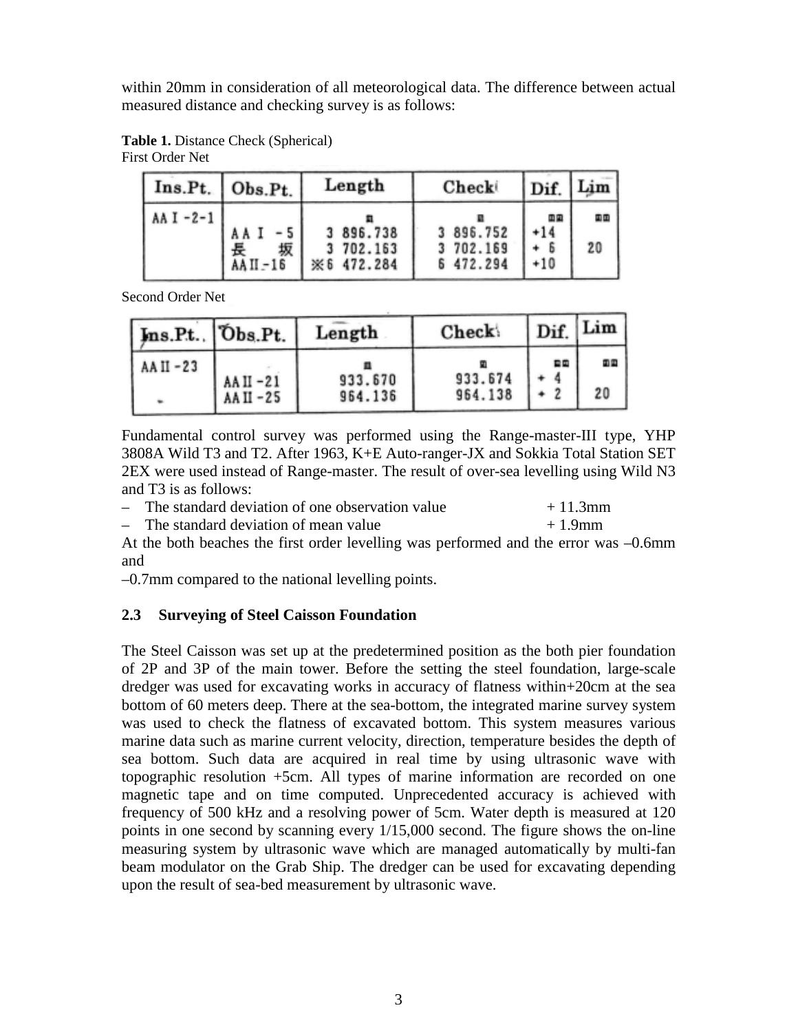within 20mm in consideration of all meteorological data. The difference between actual measured distance and checking survey is as follows:

**Table 1.** Distance Check (Spherical)
First Order Net

| Ins.Pt. | Obs.Pt. | Length | Check | Dif. | Lim |
|---|---|---|---|---|---|
| | | m | m | mm | mm |
| AA I -2-1 | AA I -5 | 3 896.738 | 3 896.752 | +14 | |
| | 長 坂 | 3 702.163 | 3 702.169 | + 6 | 20 |
| | AA II -16 | ※6 472.284 | 6 472.294 | +10 | |

Second Order Net

| Ins.Pt. | Obs.Pt. | Length | Check | Dif. | Lim |
|---|---|---|---|---|---|
| | | m | m | mm | mm |
| AA II -23 | AA II -21 | 933.670 | 933.674 | + 4 | |
| | AA II -25 | 964.136 | 964.138 | + 2 | 20 |

Fundamental control survey was performed using the Range-master-III type, YHP 3808A Wild T3 and T2. After 1963, K+E Auto-ranger-JX and Sokkia Total Station SET 2EX were used instead of Range-master. The result of over-sea levelling using Wild N3 and T3 is as follows:

– The standard deviation of one observation value + 11.3mm
– The standard deviation of mean value + 1.9mm

At the both beaches the first order levelling was performed and the error was –0.6mm and
–0.7mm compared to the national levelling points.

### 2.3 Surveying of Steel Caisson Foundation

The Steel Caisson was set up at the predetermined position as the both pier foundation of 2P and 3P of the main tower. Before the setting the steel foundation, large-scale dredger was used for excavating works in accuracy of flatness within+20cm at the sea bottom of 60 meters deep. There at the sea-bottom, the integrated marine survey system was used to check the flatness of excavated bottom. This system measures various marine data such as marine current velocity, direction, temperature besides the depth of sea bottom. Such data are acquired in real time by using ultrasonic wave with topographic resolution +5cm. All types of marine information are recorded on one magnetic tape and on time computed. Unprecedented accuracy is achieved with frequency of 500 kHz and a resolving power of 5cm. Water depth is measured at 120 points in one second by scanning every 1/15,000 second. The figure shows the on-line measuring system by ultrasonic wave which are managed automatically by multi-fan beam modulator on the Grab Ship. The dredger can be used for excavating depending upon the result of sea-bed measurement by ultrasonic wave.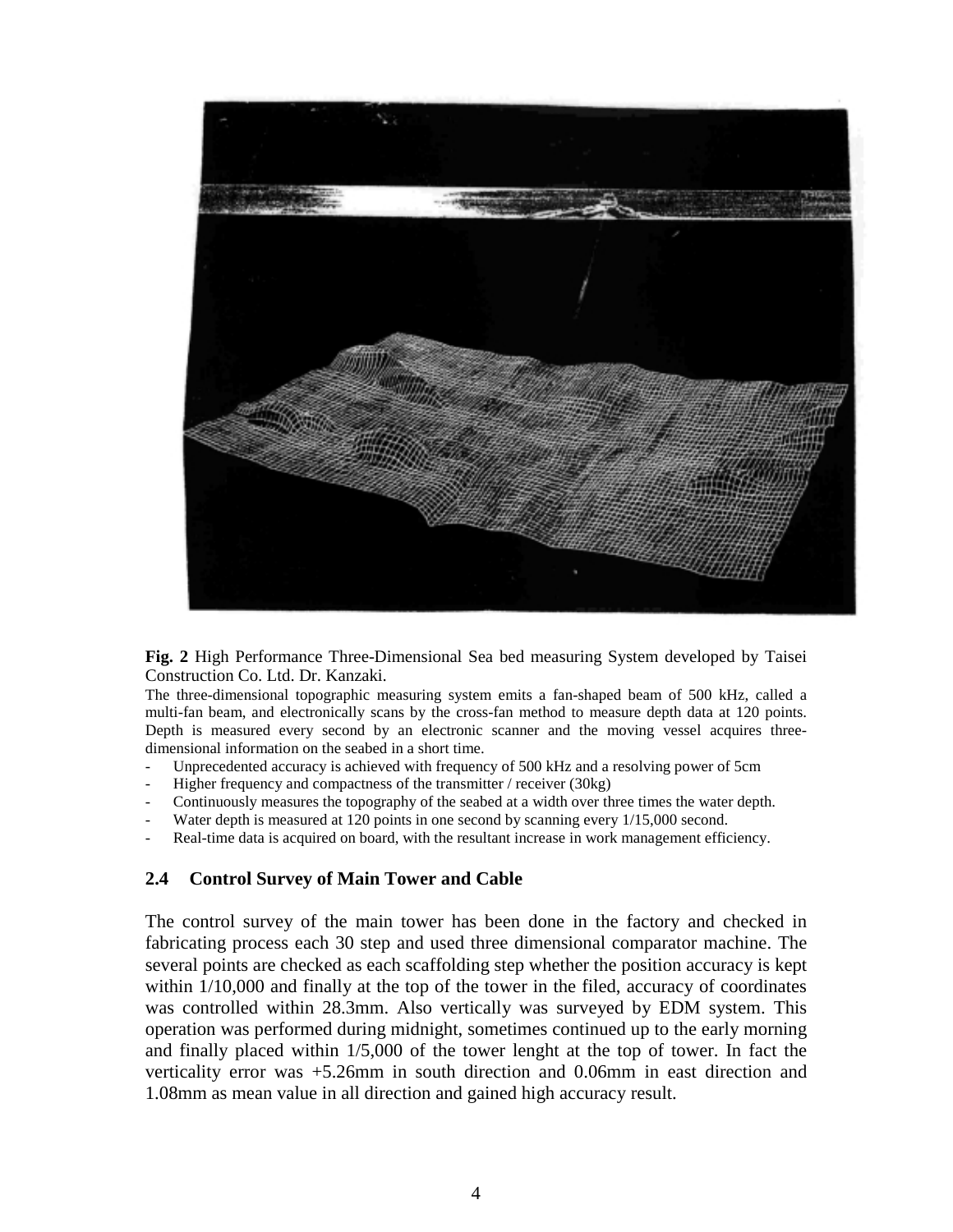**Fig. 2** High Performance Three-Dimensional Sea bed measuring System developed by Taisei Construction Co. Ltd. Dr. Kanzaki.

The three-dimensional topographic measuring system emits a fan-shaped beam of 500 kHz, called a multi-fan beam, and electronically scans by the cross-fan method to measure depth data at 120 points. Depth is measured every second by an electronic scanner and the moving vessel acquires three-dimensional information on the seabed in a short time.

- Unprecedented accuracy is achieved with frequency of 500 kHz and a resolving power of 5cm
- Higher frequency and compactness of the transmitter / receiver (30kg)
- Continuously measures the topography of the seabed at a width over three times the water depth.
- Water depth is measured at 120 points in one second by scanning every 1/15,000 second.
- Real-time data is acquired on board, with the resultant increase in work management efficiency.

### 2.4 Control Survey of Main Tower and Cable

The control survey of the main tower has been done in the factory and checked in fabricating process each 30 step and used three dimensional comparator machine. The several points are checked as each scaffolding step whether the position accuracy is kept within 1/10,000 and finally at the top of the tower in the filed, accuracy of coordinates was controlled within 28.3mm. Also vertically was surveyed by EDM system. This operation was performed during midnight, sometimes continued up to the early morning and finally placed within 1/5,000 of the tower lenght at the top of tower. In fact the verticality error was +5.26mm in south direction and 0.06mm in east direction and 1.08mm as mean value in all direction and gained high accuracy result.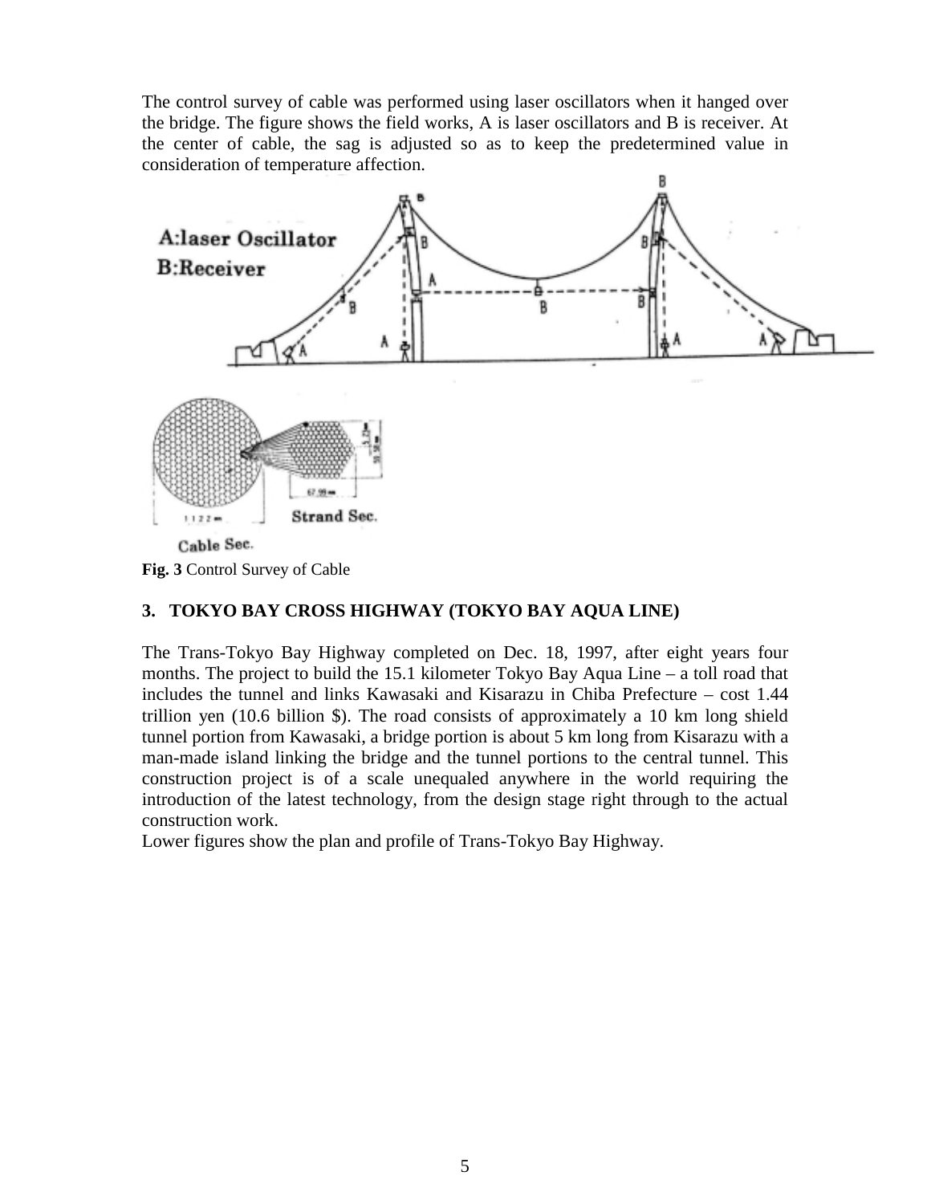The control survey of cable was performed using laser oscillators when it hanged over the bridge. The figure shows the field works, A is laser oscillators and B is receiver. At the center of cable, the sag is adjusted so as to keep the predetermined value in consideration of temperature affection.

**Fig. 3** Control Survey of Cable

## 3. TOKYO BAY CROSS HIGHWAY (TOKYO BAY AQUA LINE)

The Trans-Tokyo Bay Highway completed on Dec. 18, 1997, after eight years four months. The project to build the 15.1 kilometer Tokyo Bay Aqua Line – a toll road that includes the tunnel and links Kawasaki and Kisarazu in Chiba Prefecture – cost 1.44 trillion yen (10.6 billion $). The road consists of approximately a 10 km long shield tunnel portion from Kawasaki, a bridge portion is about 5 km long from Kisarazu with a man-made island linking the bridge and the tunnel portions to the central tunnel. This construction project is of a scale unequaled anywhere in the world requiring the introduction of the latest technology, from the design stage right through to the actual construction work.

Lower figures show the plan and profile of Trans-Tokyo Bay Highway.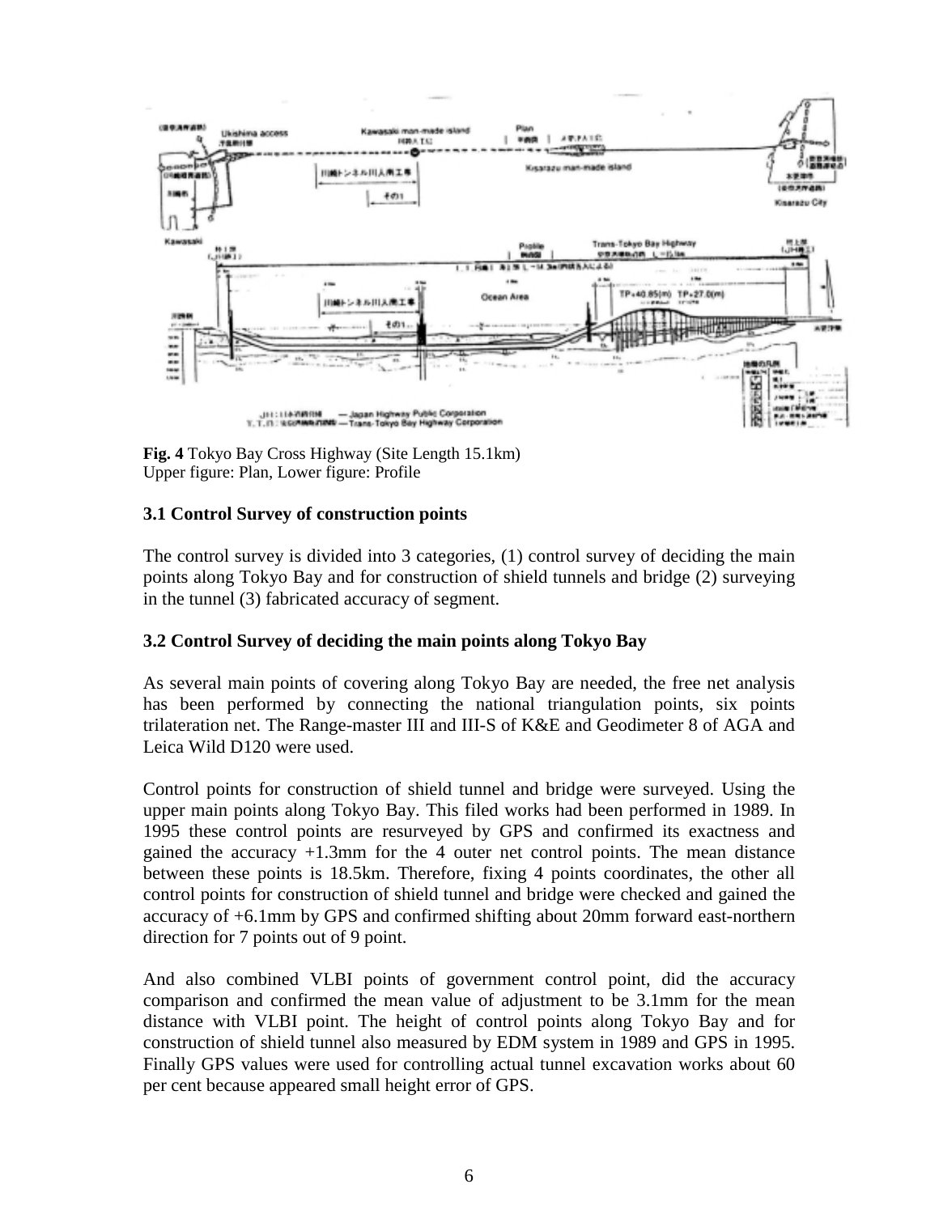**Fig. 4** Tokyo Bay Cross Highway (Site Length 15.1km)
Upper figure: Plan, Lower figure: Profile

### 3.1 Control Survey of construction points

The control survey is divided into 3 categories, (1) control survey of deciding the main points along Tokyo Bay and for construction of shield tunnels and bridge (2) surveying in the tunnel (3) fabricated accuracy of segment.

### 3.2 Control Survey of deciding the main points along Tokyo Bay

As several main points of covering along Tokyo Bay are needed, the free net analysis has been performed by connecting the national triangulation points, six points trilateration net. The Range-master III and III-S of K&E and Geodimeter 8 of AGA and Leica Wild D120 were used.

Control points for construction of shield tunnel and bridge were surveyed. Using the upper main points along Tokyo Bay. This filed works had been performed in 1989. In 1995 these control points are resurveyed by GPS and confirmed its exactness and gained the accuracy +1.3mm for the 4 outer net control points. The mean distance between these points is 18.5km. Therefore, fixing 4 points coordinates, the other all control points for construction of shield tunnel and bridge were checked and gained the accuracy of +6.1mm by GPS and confirmed shifting about 20mm forward east-northern direction for 7 points out of 9 point.

And also combined VLBI points of government control point, did the accuracy comparison and confirmed the mean value of adjustment to be 3.1mm for the mean distance with VLBI point. The height of control points along Tokyo Bay and for construction of shield tunnel also measured by EDM system in 1989 and GPS in 1995. Finally GPS values were used for controlling actual tunnel excavation works about 60 per cent because appeared small height error of GPS.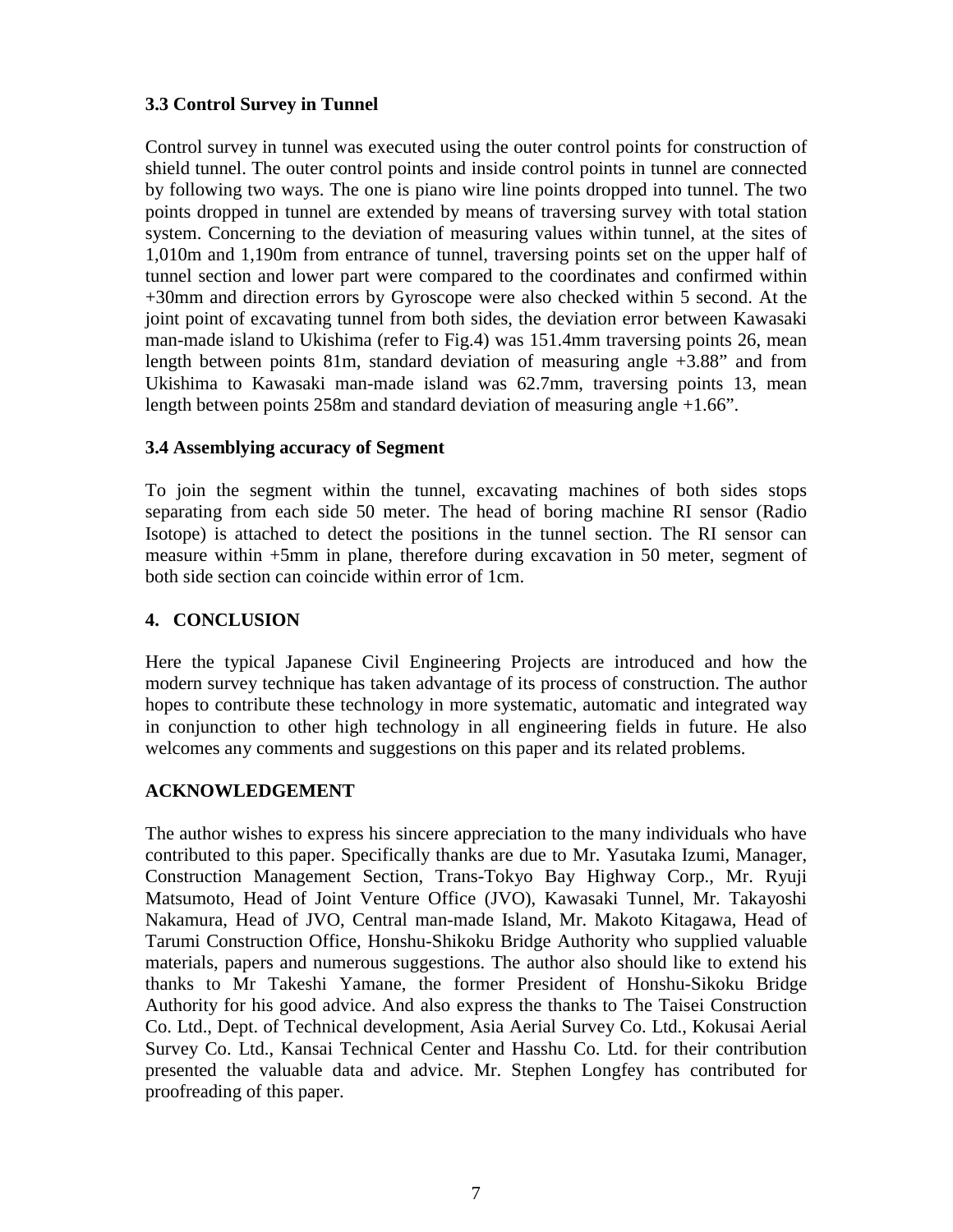### 3.3 Control Survey in Tunnel

Control survey in tunnel was executed using the outer control points for construction of shield tunnel. The outer control points and inside control points in tunnel are connected by following two ways. The one is piano wire line points dropped into tunnel. The two points dropped in tunnel are extended by means of traversing survey with total station system. Concerning to the deviation of measuring values within tunnel, at the sites of 1,010m and 1,190m from entrance of tunnel, traversing points set on the upper half of tunnel section and lower part were compared to the coordinates and confirmed within +30mm and direction errors by Gyroscope were also checked within 5 second. At the joint point of excavating tunnel from both sides, the deviation error between Kawasaki man-made island to Ukishima (refer to Fig.4) was 151.4mm traversing points 26, mean length between points 81m, standard deviation of measuring angle +3.88" and from Ukishima to Kawasaki man-made island was 62.7mm, traversing points 13, mean length between points 258m and standard deviation of measuring angle +1.66".

### 3.4 Assemblying accuracy of Segment

To join the segment within the tunnel, excavating machines of both sides stops separating from each side 50 meter. The head of boring machine RI sensor (Radio Isotope) is attached to detect the positions in the tunnel section. The RI sensor can measure within +5mm in plane, therefore during excavation in 50 meter, segment of both side section can coincide within error of 1cm.

## 4. CONCLUSION

Here the typical Japanese Civil Engineering Projects are introduced and how the modern survey technique has taken advantage of its process of construction. The author hopes to contribute these technology in more systematic, automatic and integrated way in conjunction to other high technology in all engineering fields in future. He also welcomes any comments and suggestions on this paper and its related problems.

## ACKNOWLEDGEMENT

The author wishes to express his sincere appreciation to the many individuals who have contributed to this paper. Specifically thanks are due to Mr. Yasutaka Izumi, Manager, Construction Management Section, Trans-Tokyo Bay Highway Corp., Mr. Ryuji Matsumoto, Head of Joint Venture Office (JVO), Kawasaki Tunnel, Mr. Takayoshi Nakamura, Head of JVO, Central man-made Island, Mr. Makoto Kitagawa, Head of Tarumi Construction Office, Honshu-Shikoku Bridge Authority who supplied valuable materials, papers and numerous suggestions. The author also should like to extend his thanks to Mr Takeshi Yamane, the former President of Honshu-Sikoku Bridge Authority for his good advice. And also express the thanks to The Taisei Construction Co. Ltd., Dept. of Technical development, Asia Aerial Survey Co. Ltd., Kokusai Aerial Survey Co. Ltd., Kansai Technical Center and Hasshu Co. Ltd. for their contribution presented the valuable data and advice. Mr. Stephen Longfey has contributed for proofreading of this paper.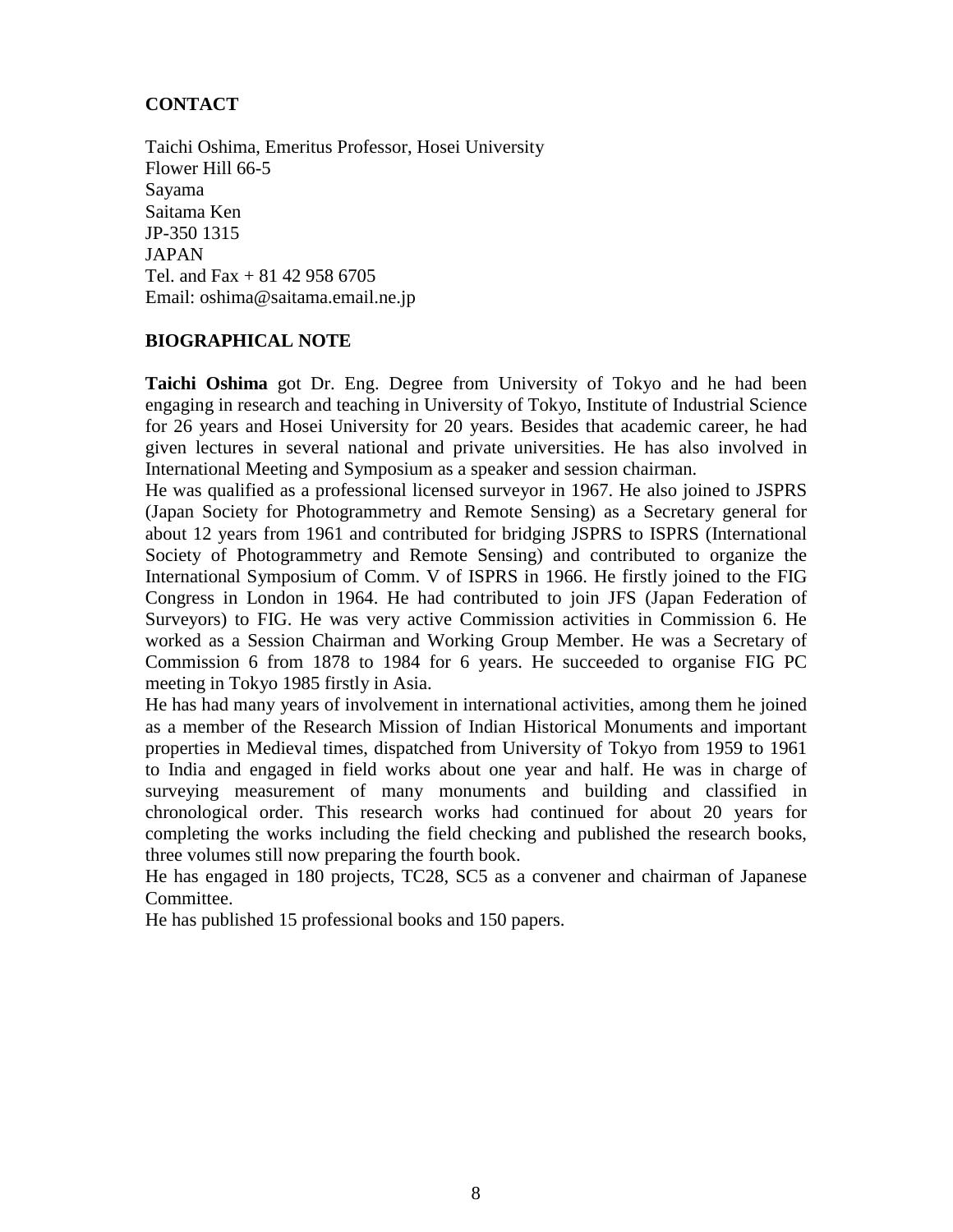## CONTACT

Taichi Oshima, Emeritus Professor, Hosei University
Flower Hill 66-5
Sayama
Saitama Ken
JP-350 1315
JAPAN
Tel. and Fax + 81 42 958 6705
Email: oshima@saitama.email.ne.jp

## BIOGRAPHICAL NOTE

**Taichi Oshima** got Dr. Eng. Degree from University of Tokyo and he had been engaging in research and teaching in University of Tokyo, Institute of Industrial Science for 26 years and Hosei University for 20 years. Besides that academic career, he had given lectures in several national and private universities. He has also involved in International Meeting and Symposium as a speaker and session chairman.

He was qualified as a professional licensed surveyor in 1967. He also joined to JSPRS (Japan Society for Photogrammetry and Remote Sensing) as a Secretary general for about 12 years from 1961 and contributed for bridging JSPRS to ISPRS (International Society of Photogrammetry and Remote Sensing) and contributed to organize the International Symposium of Comm. V of ISPRS in 1966. He firstly joined to the FIG Congress in London in 1964. He had contributed to join JFS (Japan Federation of Surveyors) to FIG. He was very active Commission activities in Commission 6. He worked as a Session Chairman and Working Group Member. He was a Secretary of Commission 6 from 1878 to 1984 for 6 years. He succeeded to organise FIG PC meeting in Tokyo 1985 firstly in Asia.

He has had many years of involvement in international activities, among them he joined as a member of the Research Mission of Indian Historical Monuments and important properties in Medieval times, dispatched from University of Tokyo from 1959 to 1961 to India and engaged in field works about one year and half. He was in charge of surveying measurement of many monuments and building and classified in chronological order. This research works had continued for about 20 years for completing the works including the field checking and published the research books, three volumes still now preparing the fourth book.

He has engaged in 180 projects, TC28, SC5 as a convener and chairman of Japanese Committee.

He has published 15 professional books and 150 papers.